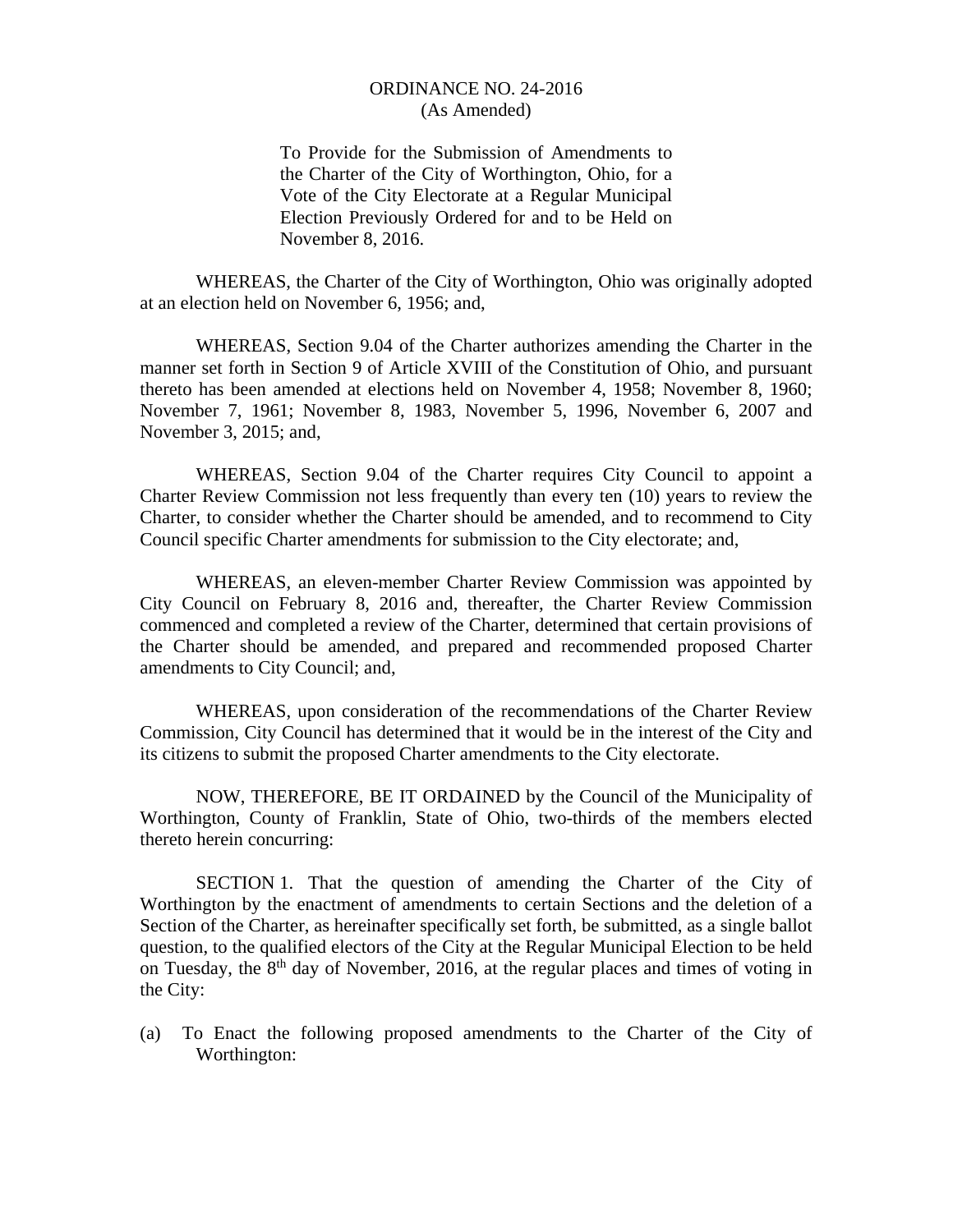# ORDINANCE NO. 24-2016
(As Amended)

To Provide for the Submission of Amendments to the Charter of the City of Worthington, Ohio, for a Vote of the City Electorate at a Regular Municipal Election Previously Ordered for and to be Held on November 8, 2016.

WHEREAS, the Charter of the City of Worthington, Ohio was originally adopted at an election held on November 6, 1956; and,

WHEREAS, Section 9.04 of the Charter authorizes amending the Charter in the manner set forth in Section 9 of Article XVIII of the Constitution of Ohio, and pursuant thereto has been amended at elections held on November 4, 1958; November 8, 1960; November 7, 1961; November 8, 1983, November 5, 1996, November 6, 2007 and November 3, 2015; and,

WHEREAS, Section 9.04 of the Charter requires City Council to appoint a Charter Review Commission not less frequently than every ten (10) years to review the Charter, to consider whether the Charter should be amended, and to recommend to City Council specific Charter amendments for submission to the City electorate; and,

WHEREAS, an eleven-member Charter Review Commission was appointed by City Council on February 8, 2016 and, thereafter, the Charter Review Commission commenced and completed a review of the Charter, determined that certain provisions of the Charter should be amended, and prepared and recommended proposed Charter amendments to City Council; and,

WHEREAS, upon consideration of the recommendations of the Charter Review Commission, City Council has determined that it would be in the interest of the City and its citizens to submit the proposed Charter amendments to the City electorate.

NOW, THEREFORE, BE IT ORDAINED by the Council of the Municipality of Worthington, County of Franklin, State of Ohio, two-thirds of the members elected thereto herein concurring:

SECTION 1. That the question of amending the Charter of the City of Worthington by the enactment of amendments to certain Sections and the deletion of a Section of the Charter, as hereinafter specifically set forth, be submitted, as a single ballot question, to the qualified electors of the City at the Regular Municipal Election to be held on Tuesday, the 8th day of November, 2016, at the regular places and times of voting in the City:

(a) To Enact the following proposed amendments to the Charter of the City of Worthington: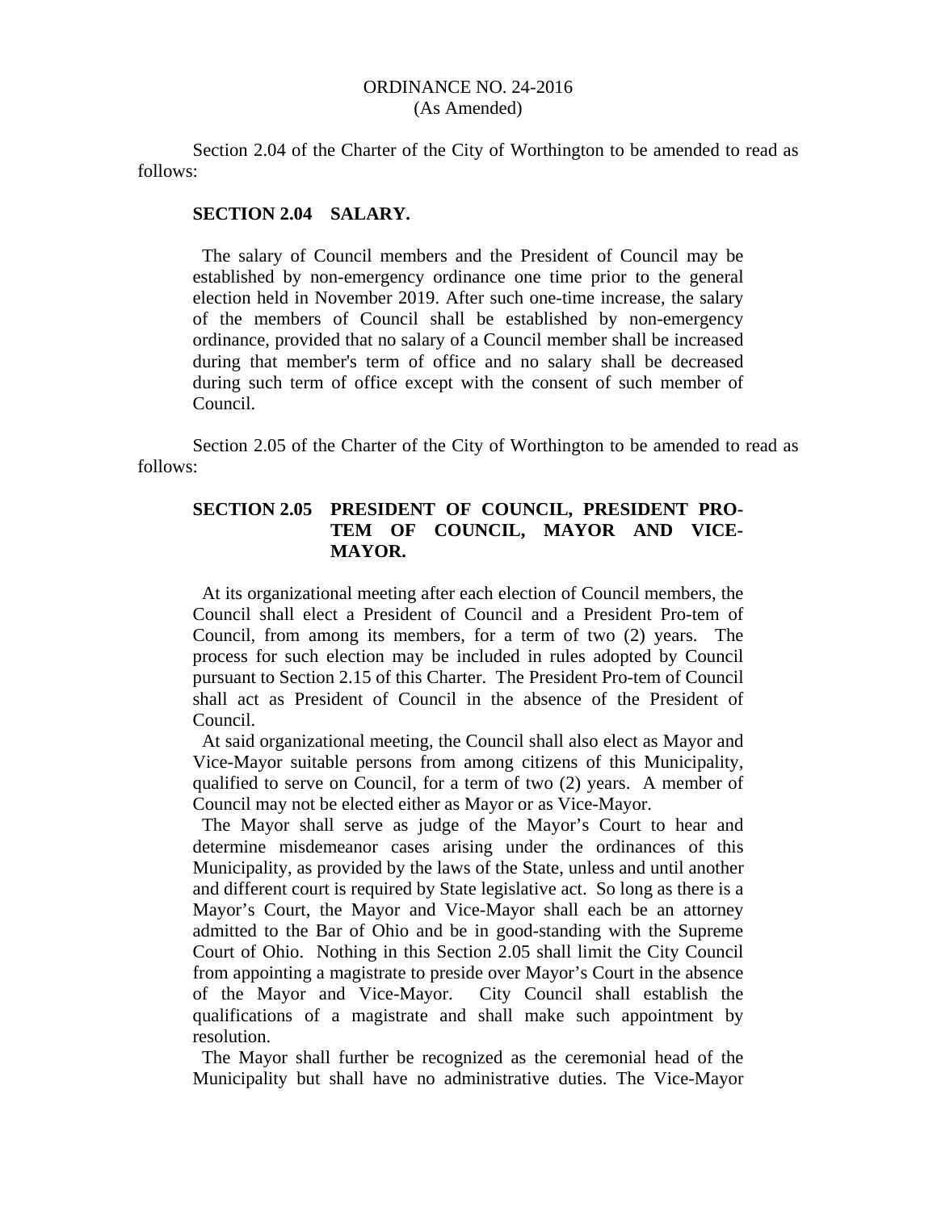ORDINANCE NO. 24-2016
(As Amended)

Section 2.04 of the Charter of the City of Worthington to be amended to read as follows:

**SECTION 2.04 SALARY.**

The salary of Council members and the President of Council may be established by non-emergency ordinance one time prior to the general election held in November 2019. After such one-time increase, the salary of the members of Council shall be established by non-emergency ordinance, provided that no salary of a Council member shall be increased during that member's term of office and no salary shall be decreased during such term of office except with the consent of such member of Council.

Section 2.05 of the Charter of the City of Worthington to be amended to read as follows:

**SECTION 2.05 PRESIDENT OF COUNCIL, PRESIDENT PRO-TEM OF COUNCIL, MAYOR AND VICE-MAYOR.**

At its organizational meeting after each election of Council members, the Council shall elect a President of Council and a President Pro-tem of Council, from among its members, for a term of two (2) years. The process for such election may be included in rules adopted by Council pursuant to Section 2.15 of this Charter. The President Pro-tem of Council shall act as President of Council in the absence of the President of Council.

At said organizational meeting, the Council shall also elect as Mayor and Vice-Mayor suitable persons from among citizens of this Municipality, qualified to serve on Council, for a term of two (2) years. A member of Council may not be elected either as Mayor or as Vice-Mayor.

The Mayor shall serve as judge of the Mayor's Court to hear and determine misdemeanor cases arising under the ordinances of this Municipality, as provided by the laws of the State, unless and until another and different court is required by State legislative act. So long as there is a Mayor's Court, the Mayor and Vice-Mayor shall each be an attorney admitted to the Bar of Ohio and be in good-standing with the Supreme Court of Ohio. Nothing in this Section 2.05 shall limit the City Council from appointing a magistrate to preside over Mayor's Court in the absence of the Mayor and Vice-Mayor. City Council shall establish the qualifications of a magistrate and shall make such appointment by resolution.

The Mayor shall further be recognized as the ceremonial head of the Municipality but shall have no administrative duties. The Vice-Mayor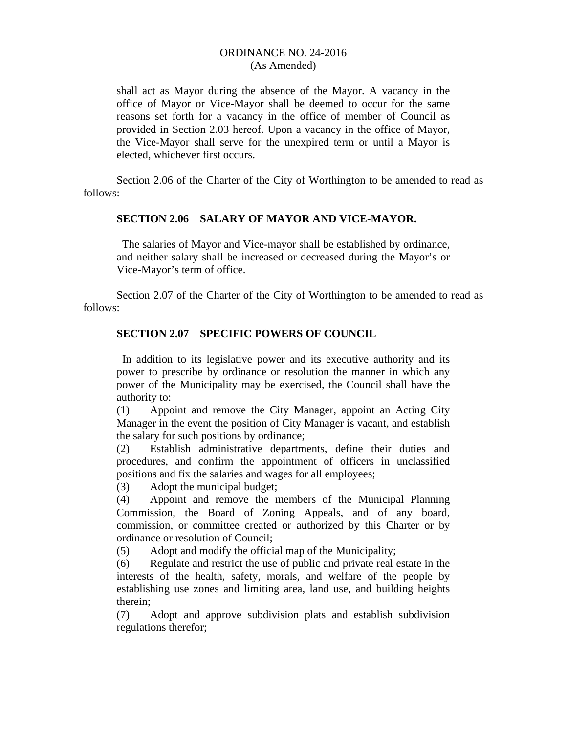shall act as Mayor during the absence of the Mayor. A vacancy in the office of Mayor or Vice-Mayor shall be deemed to occur for the same reasons set forth for a vacancy in the office of member of Council as provided in Section 2.03 hereof. Upon a vacancy in the office of Mayor, the Vice-Mayor shall serve for the unexpired term or until a Mayor is elected, whichever first occurs.

Section 2.06 of the Charter of the City of Worthington to be amended to read as follows:

**SECTION 2.06 SALARY OF MAYOR AND VICE-MAYOR.**

The salaries of Mayor and Vice-mayor shall be established by ordinance, and neither salary shall be increased or decreased during the Mayor's or Vice-Mayor's term of office.

Section 2.07 of the Charter of the City of Worthington to be amended to read as follows:

**SECTION 2.07 SPECIFIC POWERS OF COUNCIL**

In addition to its legislative power and its executive authority and its power to prescribe by ordinance or resolution the manner in which any power of the Municipality may be exercised, the Council shall have the authority to:

(1) Appoint and remove the City Manager, appoint an Acting City Manager in the event the position of City Manager is vacant, and establish the salary for such positions by ordinance;

(2) Establish administrative departments, define their duties and procedures, and confirm the appointment of officers in unclassified positions and fix the salaries and wages for all employees;

(3) Adopt the municipal budget;

(4) Appoint and remove the members of the Municipal Planning Commission, the Board of Zoning Appeals, and of any board, commission, or committee created or authorized by this Charter or by ordinance or resolution of Council;

(5) Adopt and modify the official map of the Municipality;

(6) Regulate and restrict the use of public and private real estate in the interests of the health, safety, morals, and welfare of the people by establishing use zones and limiting area, land use, and building heights therein;

(7) Adopt and approve subdivision plats and establish subdivision regulations therefor;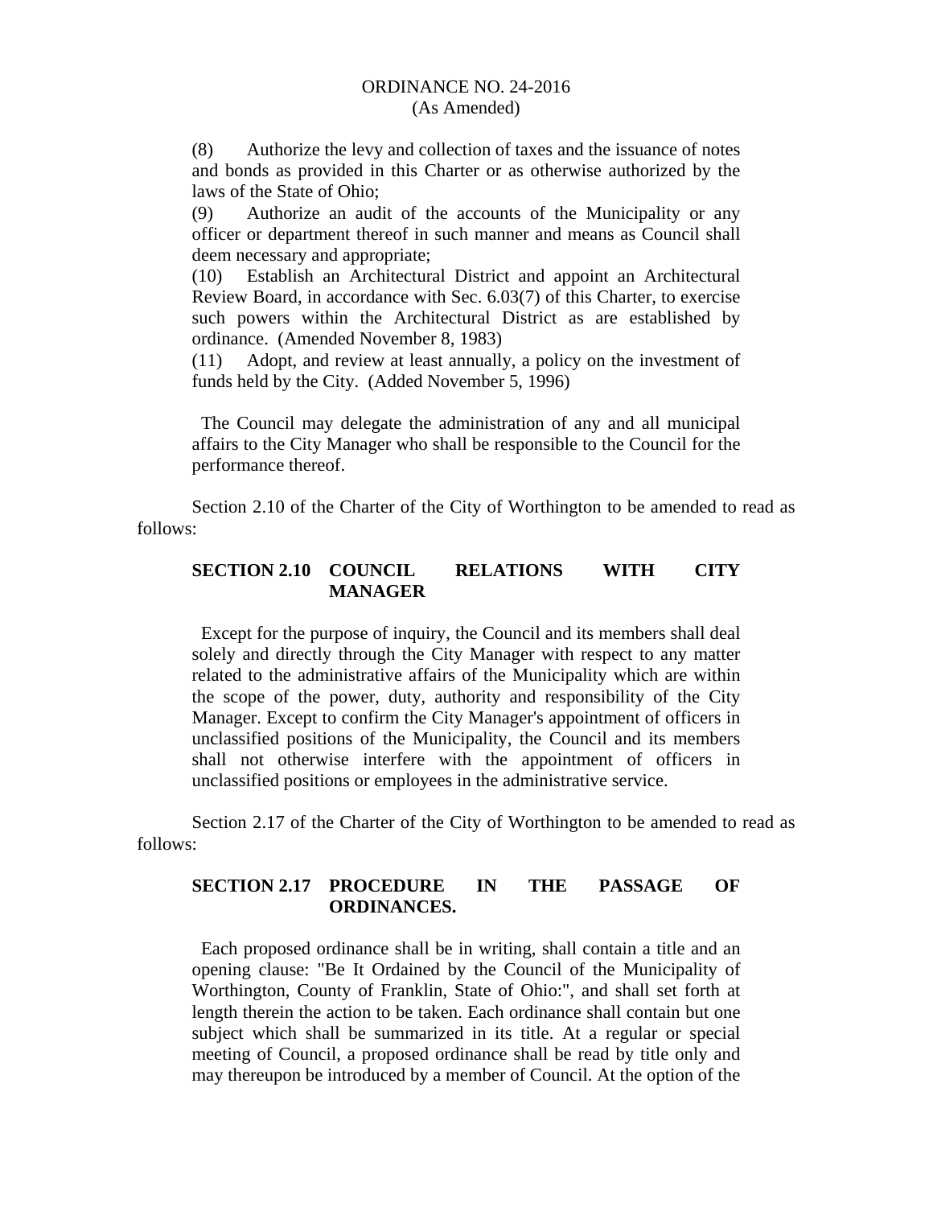(8) Authorize the levy and collection of taxes and the issuance of notes and bonds as provided in this Charter or as otherwise authorized by the laws of the State of Ohio;

(9) Authorize an audit of the accounts of the Municipality or any officer or department thereof in such manner and means as Council shall deem necessary and appropriate;

(10) Establish an Architectural District and appoint an Architectural Review Board, in accordance with Sec. 6.03(7) of this Charter, to exercise such powers within the Architectural District as are established by ordinance. (Amended November 8, 1983)

(11) Adopt, and review at least annually, a policy on the investment of funds held by the City. (Added November 5, 1996)

The Council may delegate the administration of any and all municipal affairs to the City Manager who shall be responsible to the Council for the performance thereof.

Section 2.10 of the Charter of the City of Worthington to be amended to read as follows:

**SECTION 2.10 COUNCIL RELATIONS WITH CITY MANAGER**

Except for the purpose of inquiry, the Council and its members shall deal solely and directly through the City Manager with respect to any matter related to the administrative affairs of the Municipality which are within the scope of the power, duty, authority and responsibility of the City Manager. Except to confirm the City Manager's appointment of officers in unclassified positions of the Municipality, the Council and its members shall not otherwise interfere with the appointment of officers in unclassified positions or employees in the administrative service.

Section 2.17 of the Charter of the City of Worthington to be amended to read as follows:

**SECTION 2.17 PROCEDURE IN THE PASSAGE OF ORDINANCES.**

Each proposed ordinance shall be in writing, shall contain a title and an opening clause: "Be It Ordained by the Council of the Municipality of Worthington, County of Franklin, State of Ohio:", and shall set forth at length therein the action to be taken. Each ordinance shall contain but one subject which shall be summarized in its title. At a regular or special meeting of Council, a proposed ordinance shall be read by title only and may thereupon be introduced by a member of Council. At the option of the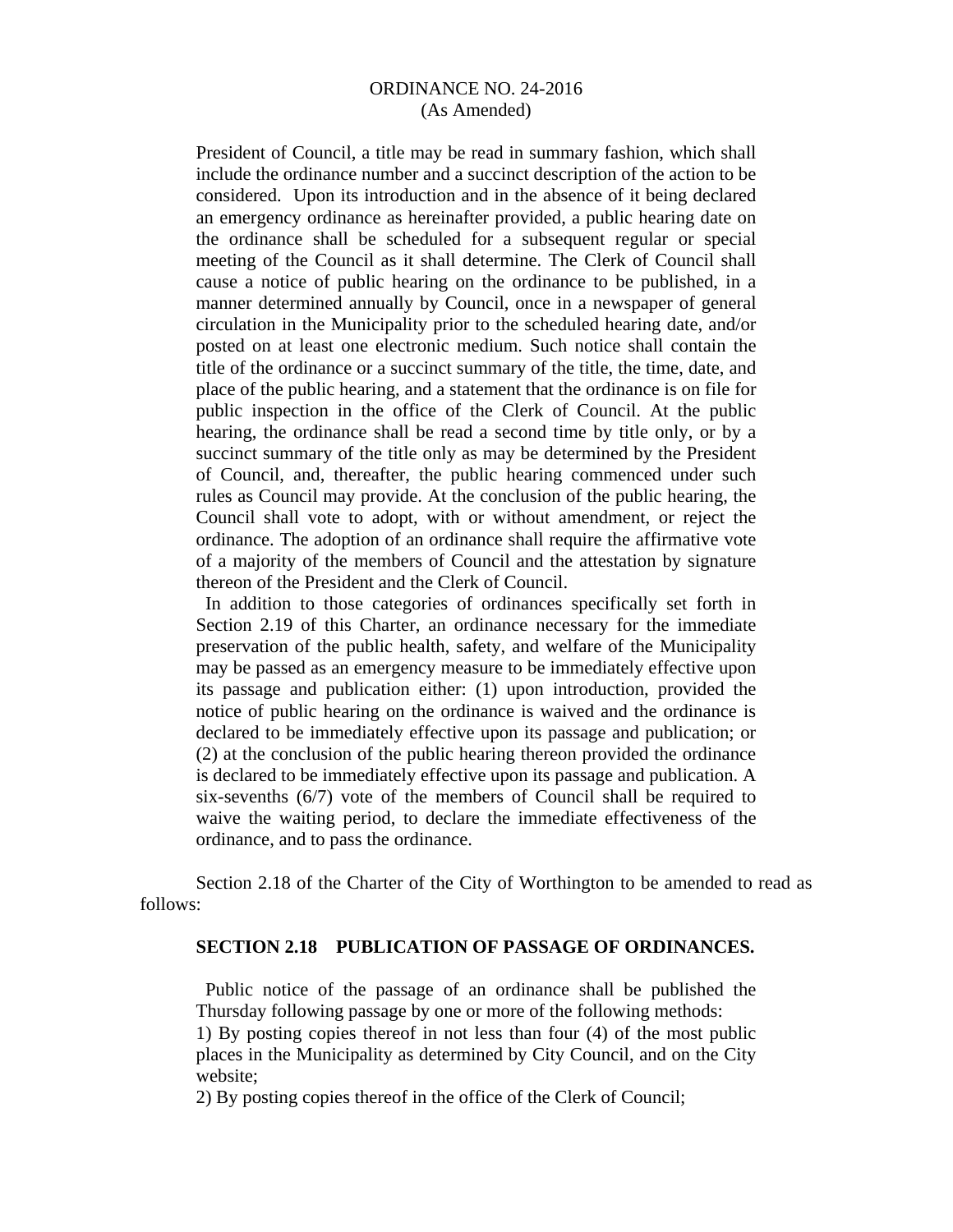President of Council, a title may be read in summary fashion, which shall include the ordinance number and a succinct description of the action to be considered. Upon its introduction and in the absence of it being declared an emergency ordinance as hereinafter provided, a public hearing date on the ordinance shall be scheduled for a subsequent regular or special meeting of the Council as it shall determine. The Clerk of Council shall cause a notice of public hearing on the ordinance to be published, in a manner determined annually by Council, once in a newspaper of general circulation in the Municipality prior to the scheduled hearing date, and/or posted on at least one electronic medium. Such notice shall contain the title of the ordinance or a succinct summary of the title, the time, date, and place of the public hearing, and a statement that the ordinance is on file for public inspection in the office of the Clerk of Council. At the public hearing, the ordinance shall be read a second time by title only, or by a succinct summary of the title only as may be determined by the President of Council, and, thereafter, the public hearing commenced under such rules as Council may provide. At the conclusion of the public hearing, the Council shall vote to adopt, with or without amendment, or reject the ordinance. The adoption of an ordinance shall require the affirmative vote of a majority of the members of Council and the attestation by signature thereon of the President and the Clerk of Council.

In addition to those catergories of ordinances specifically set forth in Section 2.19 of this Charter, an ordinance necessary for the immediate preservation of the public health, safety, and welfare of the Municipality may be passed as an emergency measure to be immediately effective upon its passage and publication either: (1) upon introduction, provided the notice of public hearing on the ordinance is waived and the ordinance is declared to be immediately effective upon its passage and publication; or (2) at the conclusion of the public hearing thereon provided the ordinance is declared to be immediately effective upon its passage and publication. A six-sevenths (6/7) vote of the members of Council shall be required to waive the waiting period, to declare the immediate effectiveness of the ordinance, and to pass the ordinance.

Section 2.18 of the Charter of the City of Worthington to be amended to read as follows:

**SECTION 2.18 PUBLICATION OF PASSAGE OF ORDINANCES.**

Public notice of the passage of an ordinance shall be published the Thursday following passage by one or more of the following methods:

1) By posting copies thereof in not less than four (4) of the most public places in the Municipality as determined by City Council, and on the City website;

2) By posting copies thereof in the office of the Clerk of Council;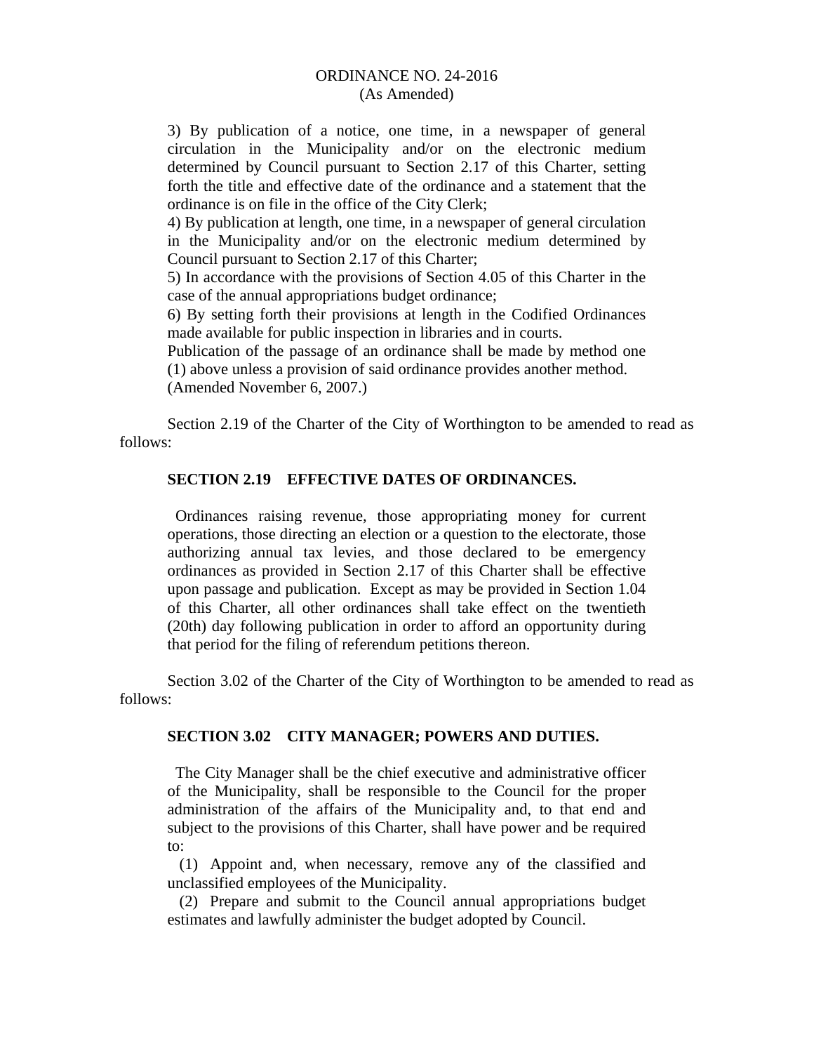ORDINANCE NO. 24-2016
(As Amended)

3) By publication of a notice, one time, in a newspaper of general circulation in the Municipality and/or on the electronic medium determined by Council pursuant to Section 2.17 of this Charter, setting forth the title and effective date of the ordinance and a statement that the ordinance is on file in the office of the City Clerk;

4) By publication at length, one time, in a newspaper of general circulation in the Municipality and/or on the electronic medium determined by Council pursuant to Section 2.17 of this Charter;

5) In accordance with the provisions of Section 4.05 of this Charter in the case of the annual appropriations budget ordinance;

6) By setting forth their provisions at length in the Codified Ordinances made available for public inspection in libraries and in courts.

Publication of the passage of an ordinance shall be made by method one (1) above unless a provision of said ordinance provides another method.
(Amended November 6, 2007.)

Section 2.19 of the Charter of the City of Worthington to be amended to read as follows:

**SECTION 2.19 EFFECTIVE DATES OF ORDINANCES.**

Ordinances raising revenue, those appropriating money for current operations, those directing an election or a question to the electorate, those authorizing annual tax levies, and those declared to be emergency ordinances as provided in Section 2.17 of this Charter shall be effective upon passage and publication. Except as may be provided in Section 1.04 of this Charter, all other ordinances shall take effect on the twentieth (20th) day following publication in order to afford an opportunity during that period for the filing of referendum petitions thereon.

Section 3.02 of the Charter of the City of Worthington to be amended to read as follows:

**SECTION 3.02 CITY MANAGER; POWERS AND DUTIES.**

The City Manager shall be the chief executive and administrative officer of the Municipality, shall be responsible to the Council for the proper administration of the affairs of the Municipality and, to that end and subject to the provisions of this Charter, shall have power and be required to:

(1) Appoint and, when necessary, remove any of the classified and unclassified employees of the Municipality.

(2) Prepare and submit to the Council annual appropriations budget estimates and lawfully administer the budget adopted by Council.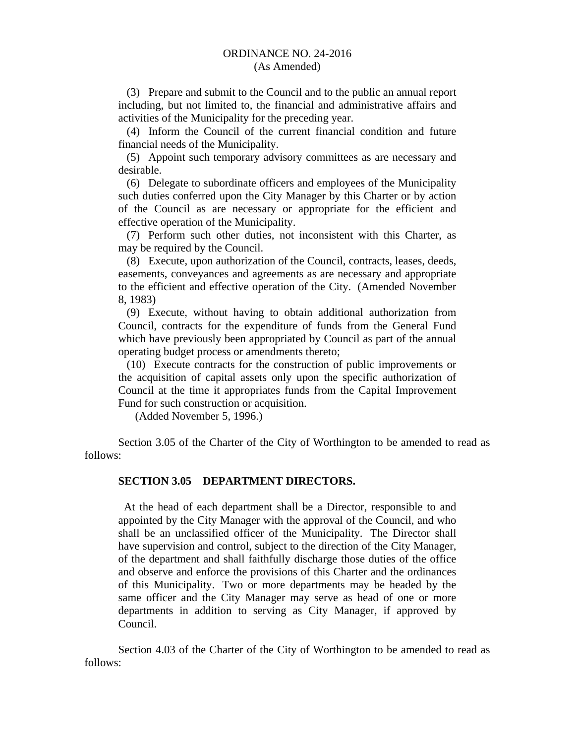(3) Prepare and submit to the Council and to the public an annual report including, but not limited to, the financial and administrative affairs and activities of the Municipality for the preceding year.

(4) Inform the Council of the current financial condition and future financial needs of the Municipality.

(5) Appoint such temporary advisory committees as are necessary and desirable.

(6) Delegate to subordinate officers and employees of the Municipality such duties conferred upon the City Manager by this Charter or by action of the Council as are necessary or appropriate for the efficient and effective operation of the Municipality.

(7) Perform such other duties, not inconsistent with this Charter, as may be required by the Council.

(8) Execute, upon authorization of the Council, contracts, leases, deeds, easements, conveyances and agreements as are necessary and appropriate to the efficient and effective operation of the City. (Amended November 8, 1983)

(9) Execute, without having to obtain additional authorization from Council, contracts for the expenditure of funds from the General Fund which have previously been appropriated by Council as part of the annual operating budget process or amendments thereto;

(10) Execute contracts for the construction of public improvements or the acquisition of capital assets only upon the specific authorization of Council at the time it appropriates funds from the Capital Improvement Fund for such construction or acquisition.

(Added November 5, 1996.)

Section 3.05 of the Charter of the City of Worthington to be amended to read as follows:

**SECTION 3.05 DEPARTMENT DIRECTORS.**

At the head of each department shall be a Director, responsible to and appointed by the City Manager with the approval of the Council, and who shall be an unclassified officer of the Municipality. The Director shall have supervision and control, subject to the direction of the City Manager, of the department and shall faithfully discharge those duties of the office and observe and enforce the provisions of this Charter and the ordinances of this Municipality. Two or more departments may be headed by the same officer and the City Manager may serve as head of one or more departments in addition to serving as City Manager, if approved by Council.

Section 4.03 of the Charter of the City of Worthington to be amended to read as follows: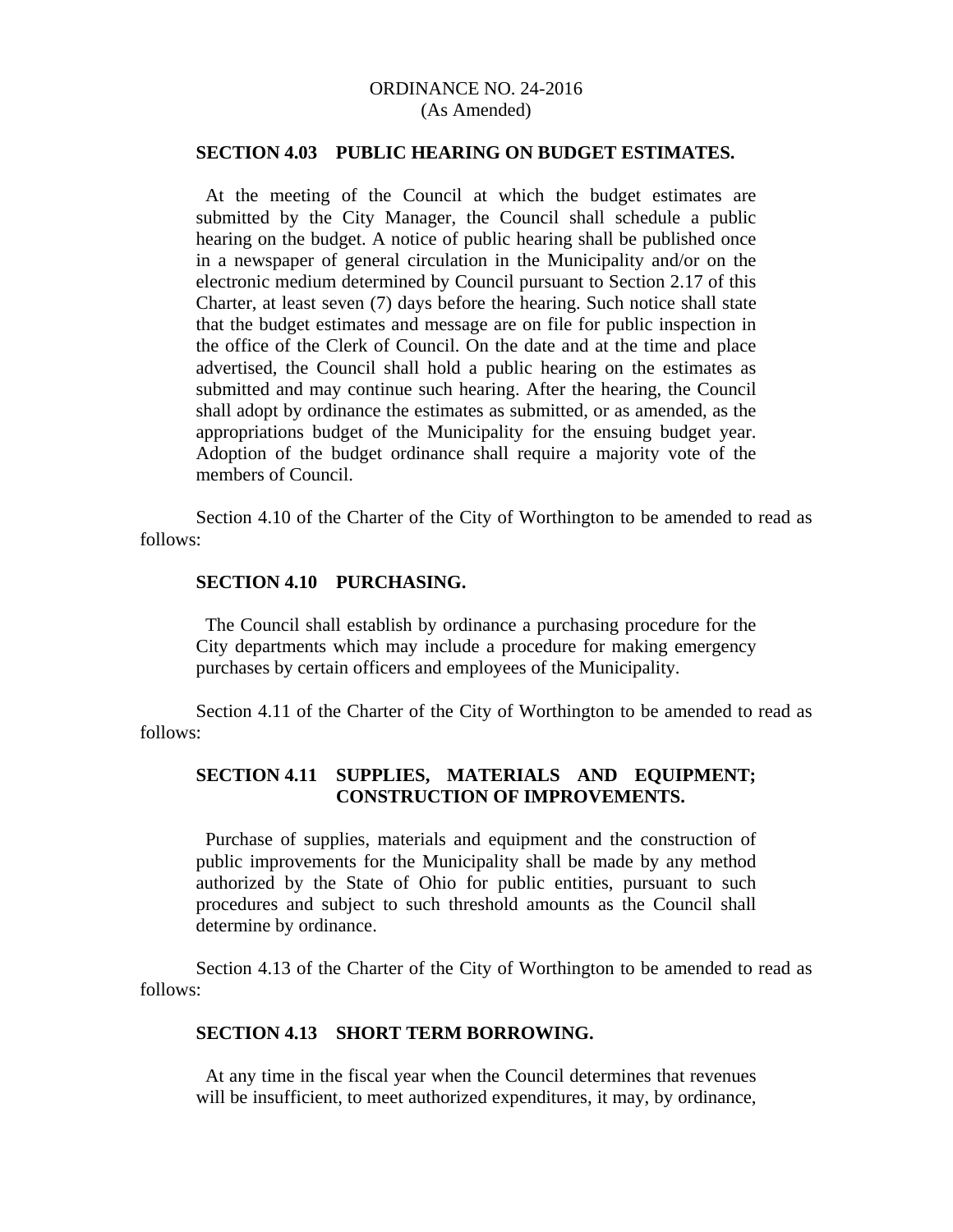ORDINANCE NO. 24-2016
(As Amended)

**SECTION 4.03 PUBLIC HEARING ON BUDGET ESTIMATES.**

At the meeting of the Council at which the budget estimates are submitted by the City Manager, the Council shall schedule a public hearing on the budget. A notice of public hearing shall be published once in a newspaper of general circulation in the Municipality and/or on the electronic medium determined by Council pursuant to Section 2.17 of this Charter, at least seven (7) days before the hearing. Such notice shall state that the budget estimates and message are on file for public inspection in the office of the Clerk of Council. On the date and at the time and place advertised, the Council shall hold a public hearing on the estimates as submitted and may continue such hearing. After the hearing, the Council shall adopt by ordinance the estimates as submitted, or as amended, as the appropriations budget of the Municipality for the ensuing budget year. Adoption of the budget ordinance shall require a majority vote of the members of Council.

Section 4.10 of the Charter of the City of Worthington to be amended to read as follows:

**SECTION 4.10 PURCHASING.**

The Council shall establish by ordinance a purchasing procedure for the City departments which may include a procedure for making emergency purchases by certain officers and employees of the Municipality.

Section 4.11 of the Charter of the City of Worthington to be amended to read as follows:

**SECTION 4.11 SUPPLIES, MATERIALS AND EQUIPMENT; CONSTRUCTION OF IMPROVEMENTS.**

Purchase of supplies, materials and equipment and the construction of public improvements for the Municipality shall be made by any method authorized by the State of Ohio for public entities, pursuant to such procedures and subject to such threshold amounts as the Council shall determine by ordinance.

Section 4.13 of the Charter of the City of Worthington to be amended to read as follows:

**SECTION 4.13 SHORT TERM BORROWING.**

At any time in the fiscal year when the Council determines that revenues will be insufficient, to meet authorized expenditures, it may, by ordinance,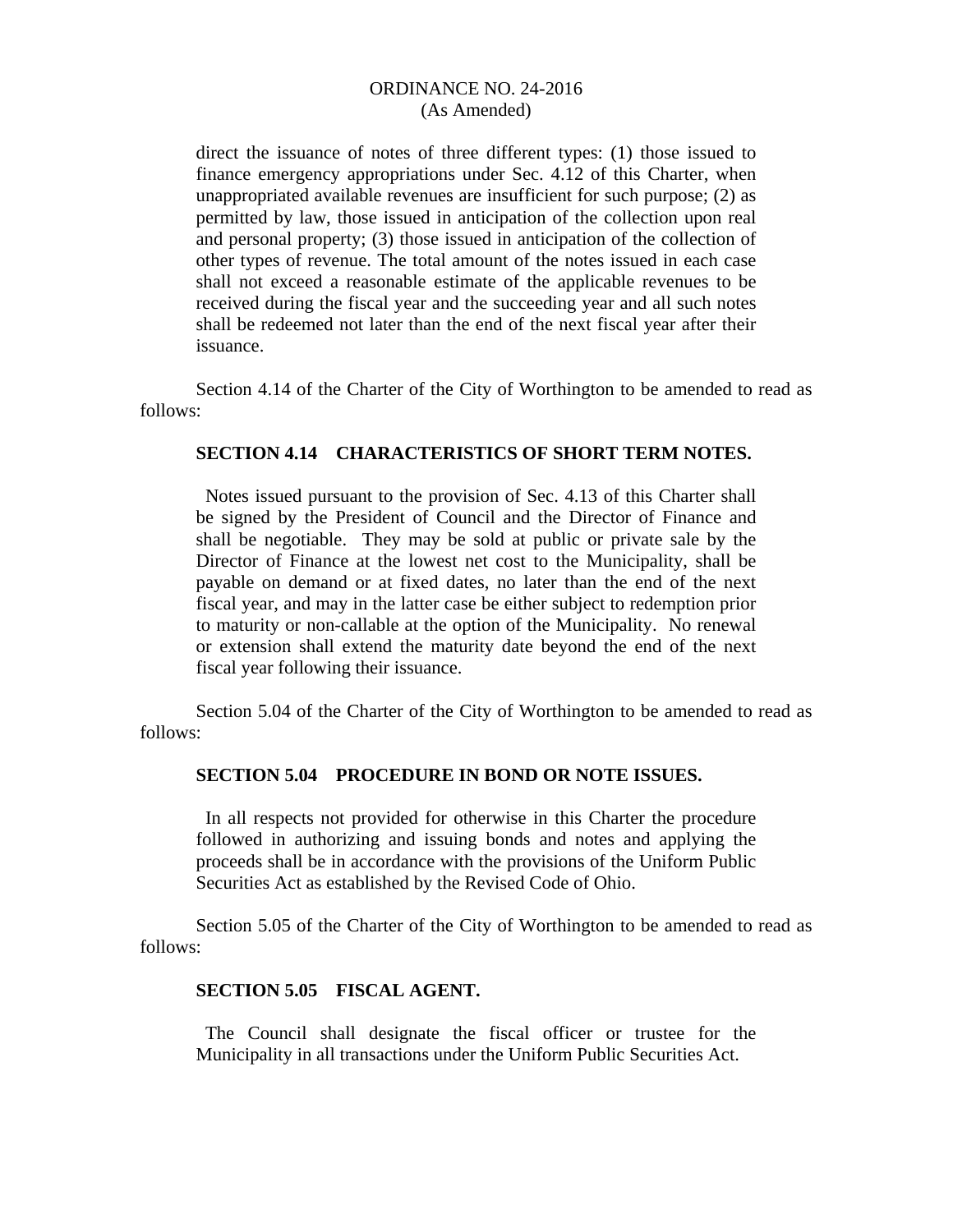direct the issuance of notes of three different types: (1) those issued to finance emergency appropriations under Sec. 4.12 of this Charter, when unappropriated available revenues are insufficient for such purpose; (2) as permitted by law, those issued in anticipation of the collection upon real and personal property; (3) those issued in anticipation of the collection of other types of revenue. The total amount of the notes issued in each case shall not exceed a reasonable estimate of the applicable revenues to be received during the fiscal year and the succeeding year and all such notes shall be redeemed not later than the end of the next fiscal year after their issuance.

Section 4.14 of the Charter of the City of Worthington to be amended to read as follows:

**SECTION 4.14 CHARACTERISTICS OF SHORT TERM NOTES.**

Notes issued pursuant to the provision of Sec. 4.13 of this Charter shall be signed by the President of Council and the Director of Finance and shall be negotiable. They may be sold at public or private sale by the Director of Finance at the lowest net cost to the Municipality, shall be payable on demand or at fixed dates, no later than the end of the next fiscal year, and may in the latter case be either subject to redemption prior to maturity or non-callable at the option of the Municipality. No renewal or extension shall extend the maturity date beyond the end of the next fiscal year following their issuance.

Section 5.04 of the Charter of the City of Worthington to be amended to read as follows:

**SECTION 5.04 PROCEDURE IN BOND OR NOTE ISSUES.**

In all respects not provided for otherwise in this Charter the procedure followed in authorizing and issuing bonds and notes and applying the proceeds shall be in accordance with the provisions of the Uniform Public Securities Act as established by the Revised Code of Ohio.

Section 5.05 of the Charter of the City of Worthington to be amended to read as follows:

**SECTION 5.05 FISCAL AGENT.**

The Council shall designate the fiscal officer or trustee for the Municipality in all transactions under the Uniform Public Securities Act.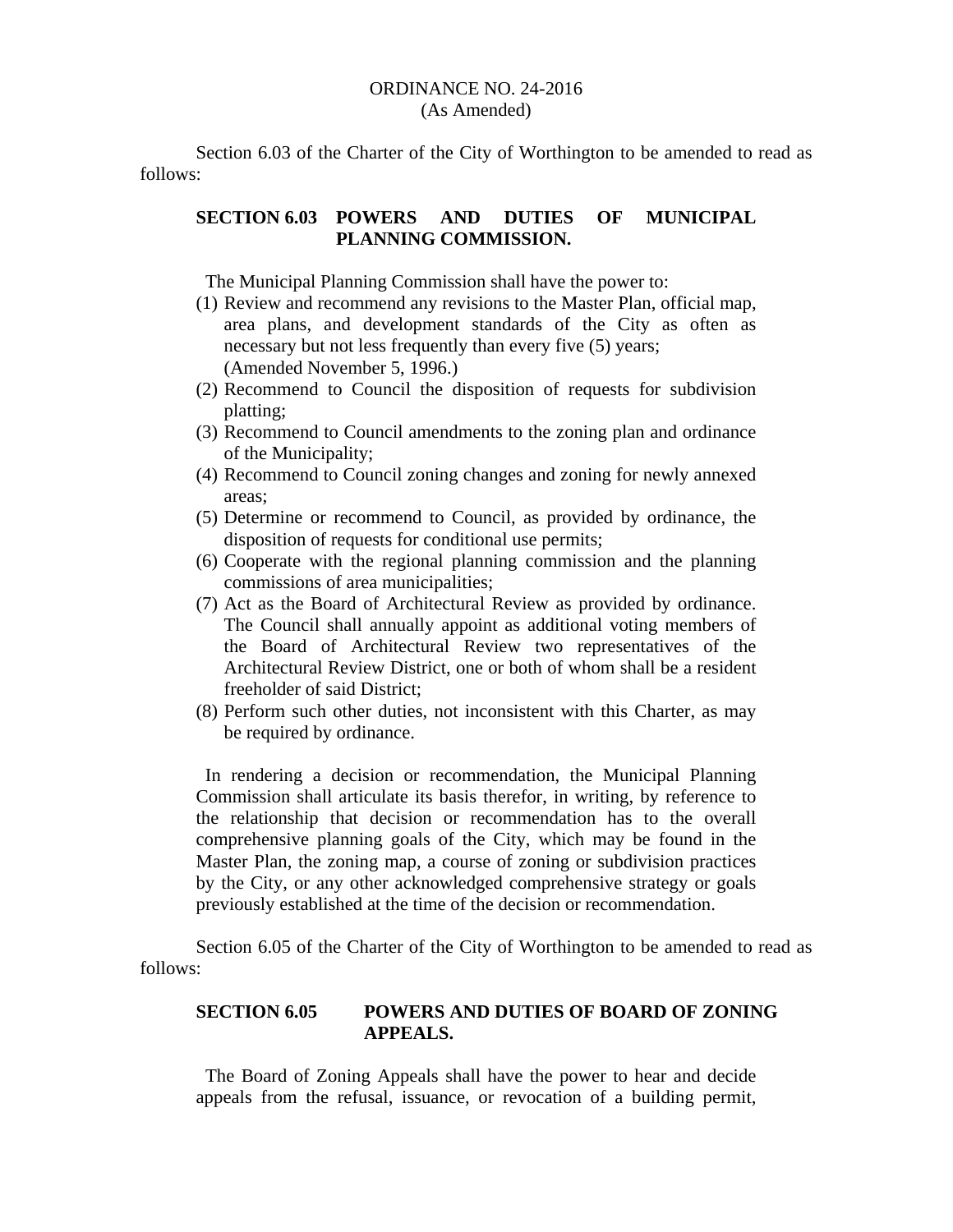ORDINANCE NO. 24-2016
(As Amended)

Section 6.03 of the Charter of the City of Worthington to be amended to read as follows:

**SECTION 6.03 POWERS AND DUTIES OF MUNICIPAL PLANNING COMMISSION.**

The Municipal Planning Commission shall have the power to:

(1) Review and recommend any revisions to the Master Plan, official map, area plans, and development standards of the City as often as necessary but not less frequently than every five (5) years; (Amended November 5, 1996.)
(2) Recommend to Council the disposition of requests for subdivision platting;
(3) Recommend to Council amendments to the zoning plan and ordinance of the Municipality;
(4) Recommend to Council zoning changes and zoning for newly annexed areas;
(5) Determine or recommend to Council, as provided by ordinance, the disposition of requests for conditional use permits;
(6) Cooperate with the regional planning commission and the planning commissions of area municipalities;
(7) Act as the Board of Architectural Review as provided by ordinance. The Council shall annually appoint as additional voting members of the Board of Architectural Review two representatives of the Architectural Review District, one or both of whom shall be a resident freeholder of said District;
(8) Perform such other duties, not inconsistent with this Charter, as may be required by ordinance.

In rendering a decision or recommendation, the Municipal Planning Commission shall articulate its basis therefor, in writing, by reference to the relationship that decision or recommendation has to the overall comprehensive planning goals of the City, which may be found in the Master Plan, the zoning map, a course of zoning or subdivision practices by the City, or any other acknowledged comprehensive strategy or goals previously established at the time of the decision or recommendation.

Section 6.05 of the Charter of the City of Worthington to be amended to read as follows:

**SECTION 6.05 POWERS AND DUTIES OF BOARD OF ZONING APPEALS.**

The Board of Zoning Appeals shall have the power to hear and decide appeals from the refusal, issuance, or revocation of a building permit,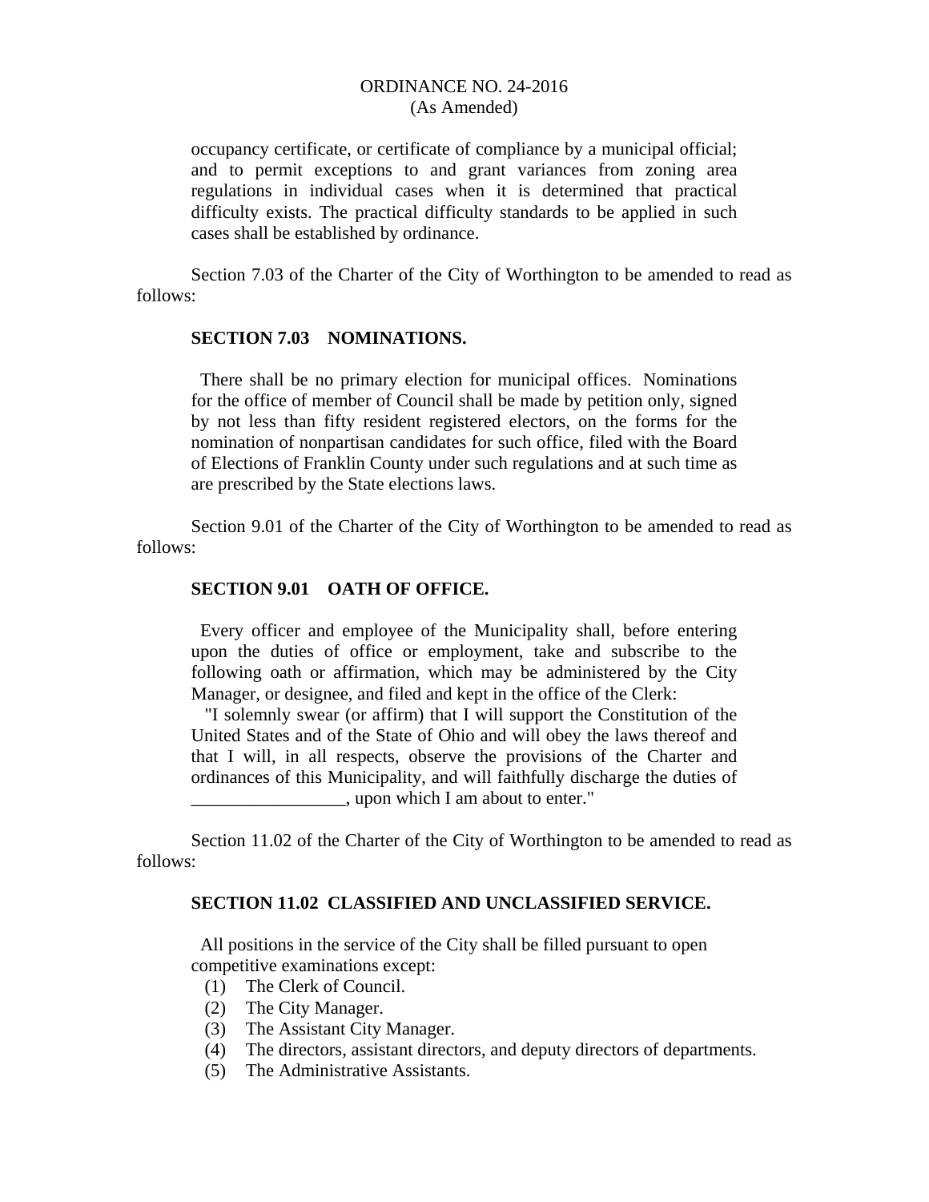occupancy certificate, or certificate of compliance by a municipal official; and to permit exceptions to and grant variances from zoning area regulations in individual cases when it is determined that practical difficulty exists. The practical difficulty standards to be applied in such cases shall be established by ordinance.

Section 7.03 of the Charter of the City of Worthington to be amended to read as follows:

**SECTION 7.03 NOMINATIONS.**

There shall be no primary election for municipal offices. Nominations for the office of member of Council shall be made by petition only, signed by not less than fifty resident registered electors, on the forms for the nomination of nonpartisan candidates for such office, filed with the Board of Elections of Franklin County under such regulations and at such time as are prescribed by the State elections laws.

Section 9.01 of the Charter of the City of Worthington to be amended to read as follows:

**SECTION 9.01 OATH OF OFFICE.**

Every officer and employee of the Municipality shall, before entering upon the duties of office or employment, take and subscribe to the following oath or affirmation, which may be administered by the City Manager, or designee, and filed and kept in the office of the Clerk:

"I solemnly swear (or affirm) that I will support the Constitution of the United States and of the State of Ohio and will obey the laws thereof and that I will, in all respects, observe the provisions of the Charter and ordinances of this Municipality, and will faithfully discharge the duties of _________________, upon which I am about to enter."

Section 11.02 of the Charter of the City of Worthington to be amended to read as follows:

**SECTION 11.02 CLASSIFIED AND UNCLASSIFIED SERVICE.**

All positions in the service of the City shall be filled pursuant to open competitive examinations except:

(1) The Clerk of Council.
(2) The City Manager.
(3) The Assistant City Manager.
(4) The directors, assistant directors, and deputy directors of departments.
(5) The Administrative Assistants.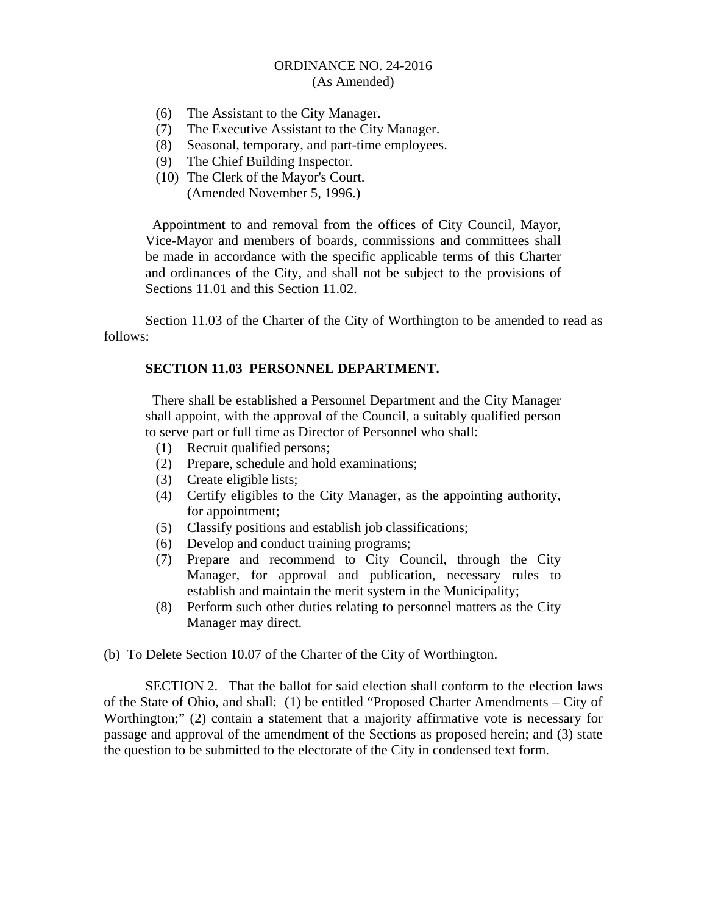ORDINANCE NO. 24-2016
(As Amended)

(6) The Assistant to the City Manager.
(7) The Executive Assistant to the City Manager.
(8) Seasonal, temporary, and part-time employees.
(9) The Chief Building Inspector.
(10) The Clerk of the Mayor's Court.
(Amended November 5, 1996.)

Appointment to and removal from the offices of City Council, Mayor, Vice-Mayor and members of boards, commissions and committees shall be made in accordance with the specific applicable terms of this Charter and ordinances of the City, and shall not be subject to the provisions of Sections 11.01 and this Section 11.02.

Section 11.03 of the Charter of the City of Worthington to be amended to read as follows:

**SECTION 11.03 PERSONNEL DEPARTMENT.**

There shall be established a Personnel Department and the City Manager shall appoint, with the approval of the Council, a suitably qualified person to serve part or full time as Director of Personnel who shall:

(1) Recruit qualified persons;
(2) Prepare, schedule and hold examinations;
(3) Create eligible lists;
(4) Certify eligibles to the City Manager, as the appointing authority, for appointment;
(5) Classify positions and establish job classifications;
(6) Develop and conduct training programs;
(7) Prepare and recommend to City Council, through the City Manager, for approval and publication, necessary rules to establish and maintain the merit system in the Municipality;
(8) Perform such other duties relating to personnel matters as the City Manager may direct.

(b) To Delete Section 10.07 of the Charter of the City of Worthington.

SECTION 2. That the ballot for said election shall conform to the election laws of the State of Ohio, and shall: (1) be entitled "Proposed Charter Amendments – City of Worthington;" (2) contain a statement that a majority affirmative vote is necessary for passage and approval of the amendment of the Sections as proposed herein; and (3) state the question to be submitted to the electorate of the City in condensed text form.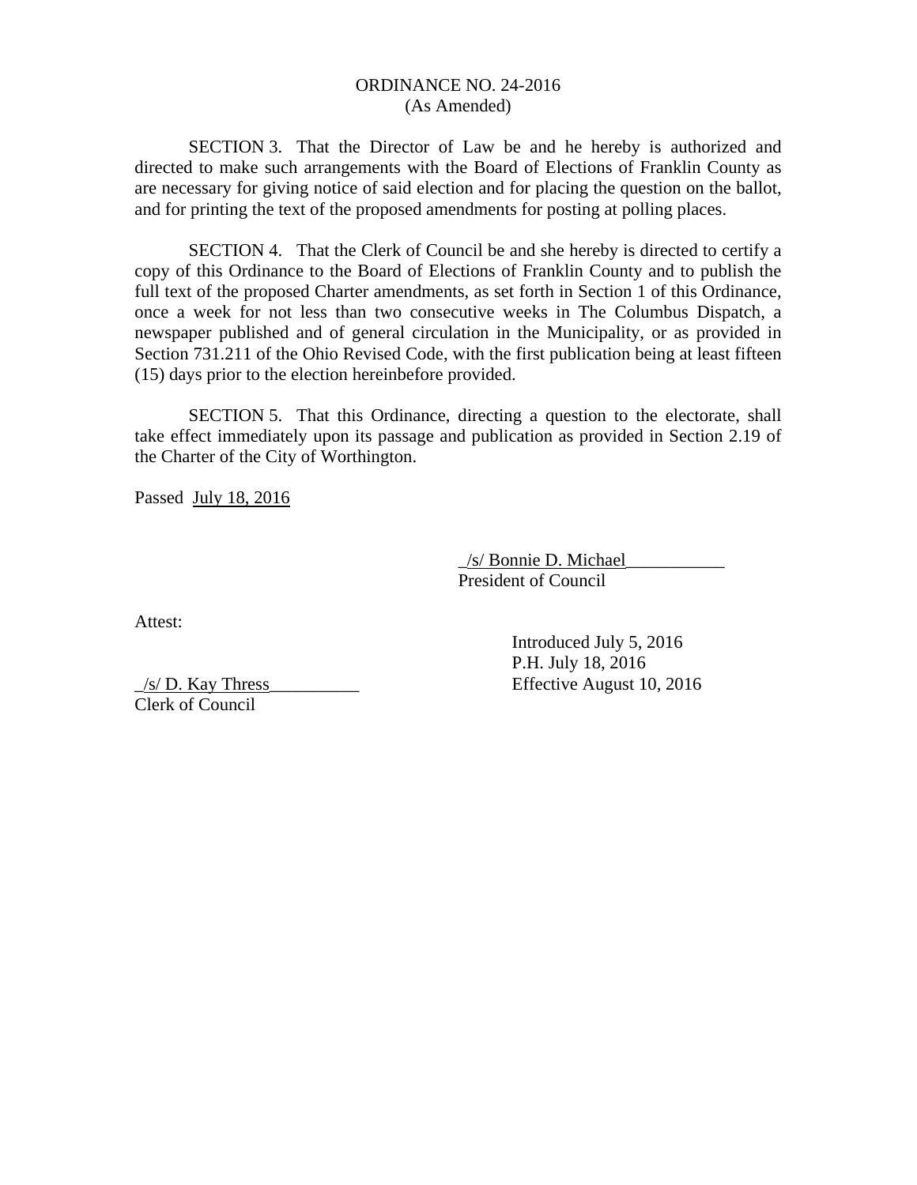ORDINANCE NO. 24-2016
(As Amended)

SECTION 3. That the Director of Law be and he hereby is authorized and directed to make such arrangements with the Board of Elections of Franklin County as are necessary for giving notice of said election and for placing the question on the ballot, and for printing the text of the proposed amendments for posting at polling places.

SECTION 4. That the Clerk of Council be and she hereby is directed to certify a copy of this Ordinance to the Board of Elections of Franklin County and to publish the full text of the proposed Charter amendments, as set forth in Section 1 of this Ordinance, once a week for not less than two consecutive weeks in The Columbus Dispatch, a newspaper published and of general circulation in the Municipality, or as provided in Section 731.211 of the Ohio Revised Code, with the first publication being at least fifteen (15) days prior to the election hereinbefore provided.

SECTION 5. That this Ordinance, directing a question to the electorate, shall take effect immediately upon its passage and publication as provided in Section 2.19 of the Charter of the City of Worthington.

Passed July 18, 2016

_/s/ Bonnie D. Michael___________
President of Council

Attest:

_/s/ D. Kay Thress__________
Clerk of Council

Introduced July 5, 2016
P.H. July 18, 2016
Effective August 10, 2016